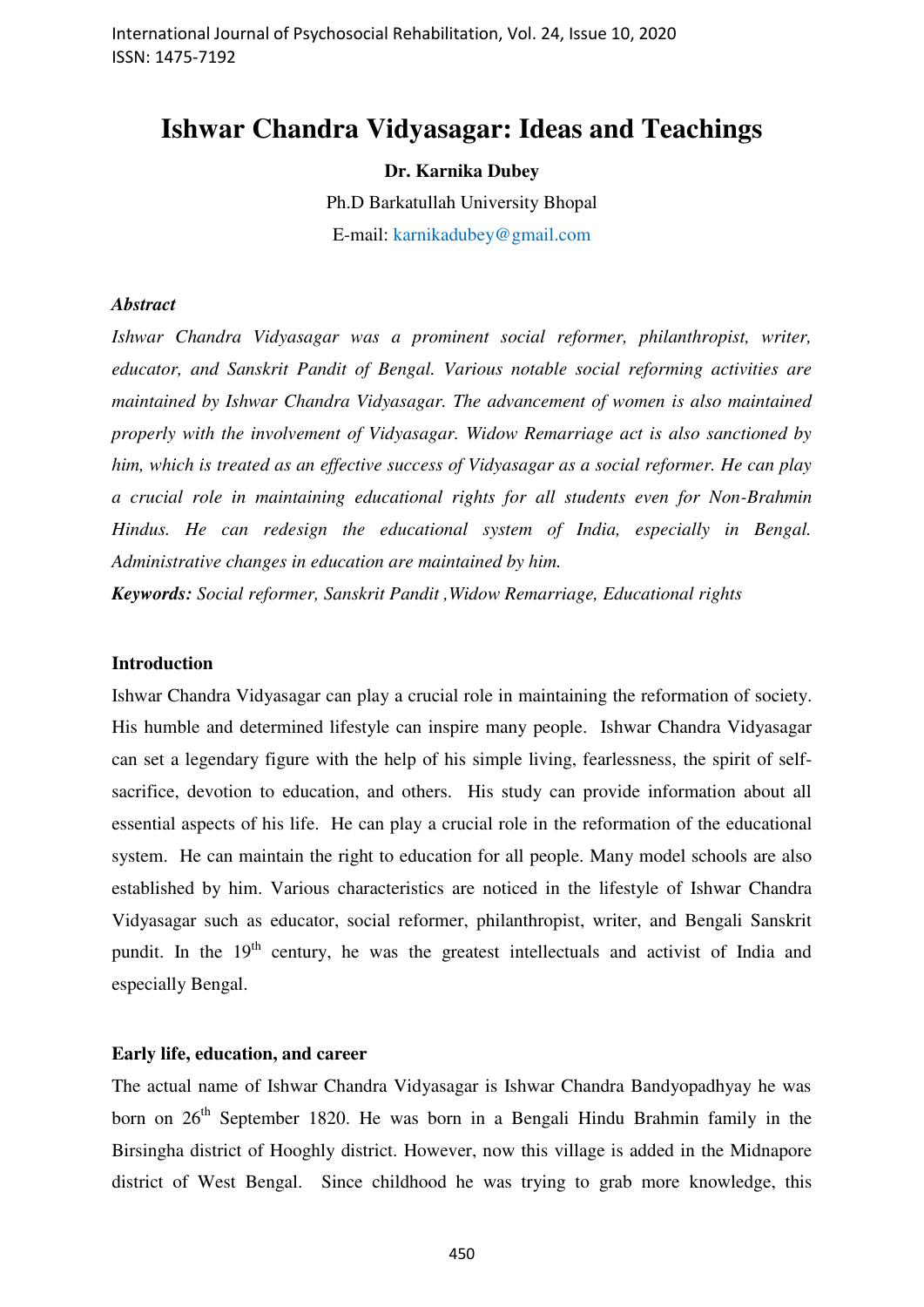# Ishwar Chandra Vidyasagar: Ideas and Teachings

**Dr. Karnika Dubey**

Ph.D Barkatullah University Bhopal

E-mail: karnikadubey@gmail.com

***Abstract***

*Ishwar Chandra Vidyasagar was a prominent social reformer, philanthropist, writer, educator, and Sanskrit Pandit of Bengal. Various notable social reforming activities are maintained by Ishwar Chandra Vidyasagar. The advancement of women is also maintained properly with the involvement of Vidyasagar. Widow Remarriage act is also sanctioned by him, which is treated as an effective success of Vidyasagar as a social reformer. He can play a crucial role in maintaining educational rights for all students even for Non-Brahmin Hindus. He can redesign the educational system of India, especially in Bengal. Administrative changes in education are maintained by him.*

***Keywords:*** *Social reformer, Sanskrit Pandit ,Widow Remarriage, Educational rights*

## Introduction

Ishwar Chandra Vidyasagar can play a crucial role in maintaining the reformation of society. His humble and determined lifestyle can inspire many people. Ishwar Chandra Vidyasagar can set a legendary figure with the help of his simple living, fearlessness, the spirit of self-sacrifice, devotion to education, and others. His study can provide information about all essential aspects of his life. He can play a crucial role in the reformation of the educational system. He can maintain the right to education for all people. Many model schools are also established by him. Various characteristics are noticed in the lifestyle of Ishwar Chandra Vidyasagar such as educator, social reformer, philanthropist, writer, and Bengali Sanskrit pundit. In the 19th century, he was the greatest intellectuals and activist of India and especially Bengal.

## Early life, education, and career

The actual name of Ishwar Chandra Vidyasagar is Ishwar Chandra Bandyopadhyay he was born on 26th September 1820. He was born in a Bengali Hindu Brahmin family in the Birsingha district of Hooghly district. However, now this village is added in the Midnapore district of West Bengal. Since childhood he was trying to grab more knowledge, this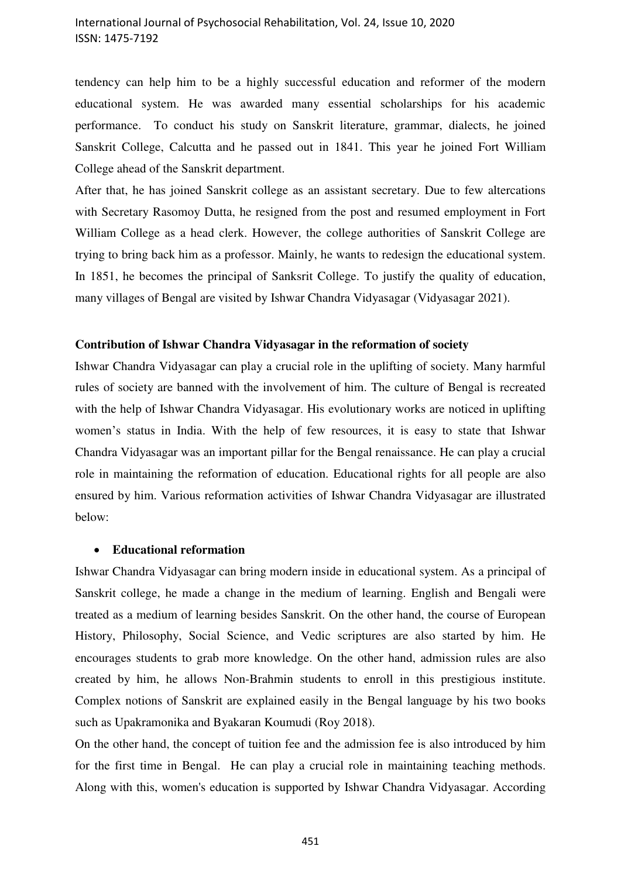tendency can help him to be a highly successful education and reformer of the modern educational system. He was awarded many essential scholarships for his academic performance. To conduct his study on Sanskrit literature, grammar, dialects, he joined Sanskrit College, Calcutta and he passed out in 1841. This year he joined Fort William College ahead of the Sanskrit department.

After that, he has joined Sanskrit college as an assistant secretary. Due to few altercations with Secretary Rasomoy Dutta, he resigned from the post and resumed employment in Fort William College as a head clerk. However, the college authorities of Sanskrit College are trying to bring back him as a professor. Mainly, he wants to redesign the educational system. In 1851, he becomes the principal of Sanksrit College. To justify the quality of education, many villages of Bengal are visited by Ishwar Chandra Vidyasagar (Vidyasagar 2021).

**Contribution of Ishwar Chandra Vidyasagar in the reformation of society**

Ishwar Chandra Vidyasagar can play a crucial role in the uplifting of society. Many harmful rules of society are banned with the involvement of him. The culture of Bengal is recreated with the help of Ishwar Chandra Vidyasagar. His evolutionary works are noticed in uplifting women's status in India. With the help of few resources, it is easy to state that Ishwar Chandra Vidyasagar was an important pillar for the Bengal renaissance. He can play a crucial role in maintaining the reformation of education. Educational rights for all people are also ensured by him. Various reformation activities of Ishwar Chandra Vidyasagar are illustrated below:

- **Educational reformation**

Ishwar Chandra Vidyasagar can bring modern inside in educational system. As a principal of Sanskrit college, he made a change in the medium of learning. English and Bengali were treated as a medium of learning besides Sanskrit. On the other hand, the course of European History, Philosophy, Social Science, and Vedic scriptures are also started by him. He encourages students to grab more knowledge. On the other hand, admission rules are also created by him, he allows Non-Brahmin students to enroll in this prestigious institute. Complex notions of Sanskrit are explained easily in the Bengal language by his two books such as Upakramonika and Byakaran Koumudi (Roy 2018).

On the other hand, the concept of tuition fee and the admission fee is also introduced by him for the first time in Bengal. He can play a crucial role in maintaining teaching methods. Along with this, women's education is supported by Ishwar Chandra Vidyasagar. According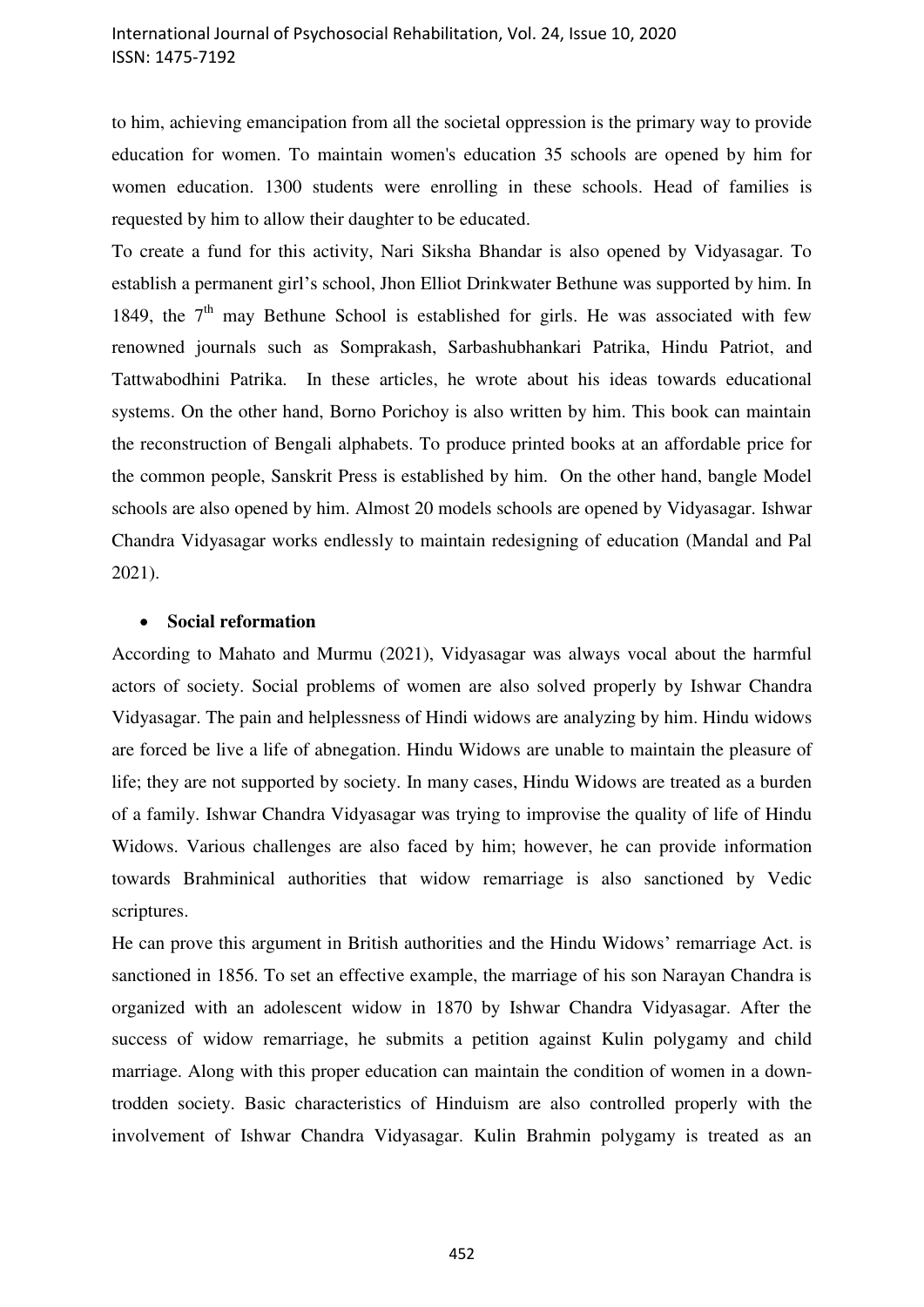to him, achieving emancipation from all the societal oppression is the primary way to provide education for women. To maintain women's education 35 schools are opened by him for women education. 1300 students were enrolling in these schools. Head of families is requested by him to allow their daughter to be educated.

To create a fund for this activity, Nari Siksha Bhandar is also opened by Vidyasagar. To establish a permanent girl's school, Jhon Elliot Drinkwater Bethune was supported by him. In 1849, the 7th may Bethune School is established for girls. He was associated with few renowned journals such as Somprakash, Sarbashubhankari Patrika, Hindu Patriot, and Tattwabodhini Patrika. In these articles, he wrote about his ideas towards educational systems. On the other hand, Borno Porichoy is also written by him. This book can maintain the reconstruction of Bengali alphabets. To produce printed books at an affordable price for the common people, Sanskrit Press is established by him. On the other hand, bangle Model schools are also opened by him. Almost 20 models schools are opened by Vidyasagar. Ishwar Chandra Vidyasagar works endlessly to maintain redesigning of education (Mandal and Pal 2021).

- **Social reformation**

According to Mahato and Murmu (2021), Vidyasagar was always vocal about the harmful actors of society. Social problems of women are also solved properly by Ishwar Chandra Vidyasagar. The pain and helplessness of Hindi widows are analyzing by him. Hindu widows are forced be live a life of abnegation. Hindu Widows are unable to maintain the pleasure of life; they are not supported by society. In many cases, Hindu Widows are treated as a burden of a family. Ishwar Chandra Vidyasagar was trying to improvise the quality of life of Hindu Widows. Various challenges are also faced by him; however, he can provide information towards Brahminical authorities that widow remarriage is also sanctioned by Vedic scriptures.

He can prove this argument in British authorities and the Hindu Widows' remarriage Act. is sanctioned in 1856. To set an effective example, the marriage of his son Narayan Chandra is organized with an adolescent widow in 1870 by Ishwar Chandra Vidyasagar. After the success of widow remarriage, he submits a petition against Kulin polygamy and child marriage. Along with this proper education can maintain the condition of women in a down-trodden society. Basic characteristics of Hinduism are also controlled properly with the involvement of Ishwar Chandra Vidyasagar. Kulin Brahmin polygamy is treated as an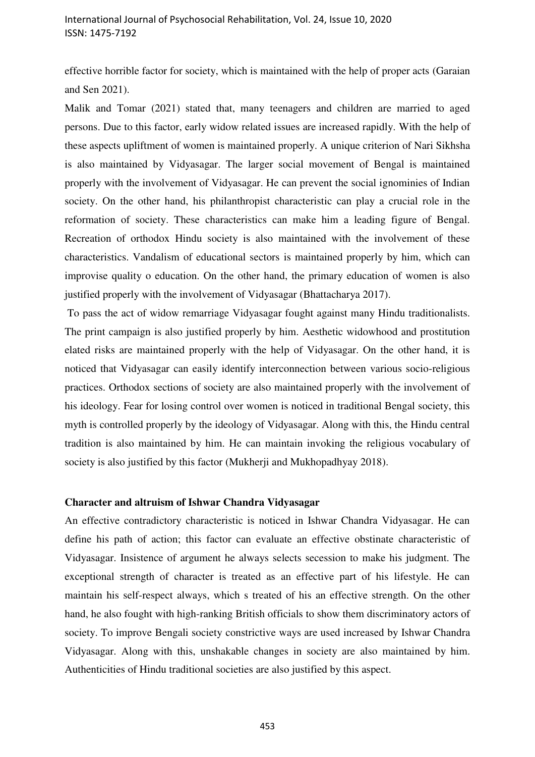effective horrible factor for society, which is maintained with the help of proper acts (Garaian and Sen 2021).

Malik and Tomar (2021) stated that, many teenagers and children are married to aged persons. Due to this factor, early widow related issues are increased rapidly. With the help of these aspects upliftment of women is maintained properly. A unique criterion of Nari Sikhsha is also maintained by Vidyasagar. The larger social movement of Bengal is maintained properly with the involvement of Vidyasagar. He can prevent the social ignominies of Indian society. On the other hand, his philanthropist characteristic can play a crucial role in the reformation of society. These characteristics can make him a leading figure of Bengal. Recreation of orthodox Hindu society is also maintained with the involvement of these characteristics. Vandalism of educational sectors is maintained properly by him, which can improvise quality o education. On the other hand, the primary education of women is also justified properly with the involvement of Vidyasagar (Bhattacharya 2017).

To pass the act of widow remarriage Vidyasagar fought against many Hindu traditionalists. The print campaign is also justified properly by him. Aesthetic widowhood and prostitution elated risks are maintained properly with the help of Vidyasagar. On the other hand, it is noticed that Vidyasagar can easily identify interconnection between various socio-religious practices. Orthodox sections of society are also maintained properly with the involvement of his ideology. Fear for losing control over women is noticed in traditional Bengal society, this myth is controlled properly by the ideology of Vidyasagar. Along with this, the Hindu central tradition is also maintained by him. He can maintain invoking the religious vocabulary of society is also justified by this factor (Mukherji and Mukhopadhyay 2018).

**Character and altruism of Ishwar Chandra Vidyasagar**

An effective contradictory characteristic is noticed in Ishwar Chandra Vidyasagar. He can define his path of action; this factor can evaluate an effective obstinate characteristic of Vidyasagar. Insistence of argument he always selects secession to make his judgment. The exceptional strength of character is treated as an effective part of his lifestyle. He can maintain his self-respect always, which s treated of his an effective strength. On the other hand, he also fought with high-ranking British officials to show them discriminatory actors of society. To improve Bengali society constrictive ways are used increased by Ishwar Chandra Vidyasagar. Along with this, unshakable changes in society are also maintained by him. Authenticities of Hindu traditional societies are also justified by this aspect.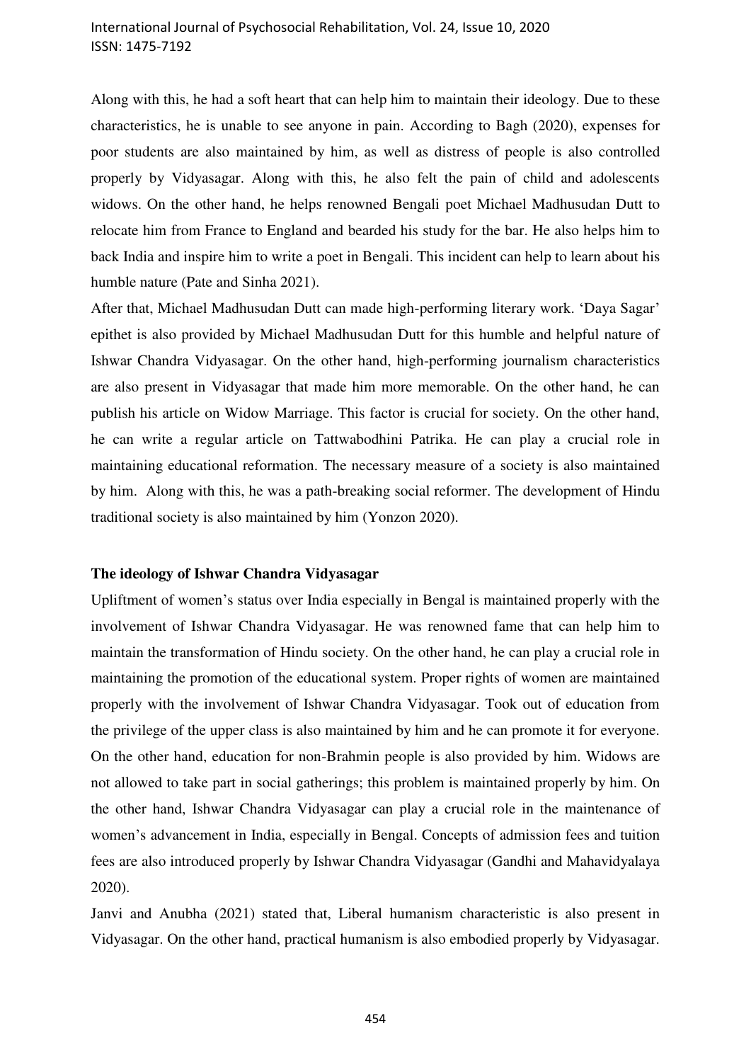Along with this, he had a soft heart that can help him to maintain their ideology. Due to these characteristics, he is unable to see anyone in pain. According to Bagh (2020), expenses for poor students are also maintained by him, as well as distress of people is also controlled properly by Vidyasagar. Along with this, he also felt the pain of child and adolescents widows. On the other hand, he helps renowned Bengali poet Michael Madhusudan Dutt to relocate him from France to England and bearded his study for the bar. He also helps him to back India and inspire him to write a poet in Bengali. This incident can help to learn about his humble nature (Pate and Sinha 2021).

After that, Michael Madhusudan Dutt can made high-performing literary work. 'Daya Sagar' epithet is also provided by Michael Madhusudan Dutt for this humble and helpful nature of Ishwar Chandra Vidyasagar. On the other hand, high-performing journalism characteristics are also present in Vidyasagar that made him more memorable. On the other hand, he can publish his article on Widow Marriage. This factor is crucial for society. On the other hand, he can write a regular article on Tattwabodhini Patrika. He can play a crucial role in maintaining educational reformation. The necessary measure of a society is also maintained by him. Along with this, he was a path-breaking social reformer. The development of Hindu traditional society is also maintained by him (Yonzon 2020).

**The ideology of Ishwar Chandra Vidyasagar**

Upliftment of women's status over India especially in Bengal is maintained properly with the involvement of Ishwar Chandra Vidyasagar. He was renowned fame that can help him to maintain the transformation of Hindu society. On the other hand, he can play a crucial role in maintaining the promotion of the educational system. Proper rights of women are maintained properly with the involvement of Ishwar Chandra Vidyasagar. Took out of education from the privilege of the upper class is also maintained by him and he can promote it for everyone. On the other hand, education for non-Brahmin people is also provided by him. Widows are not allowed to take part in social gatherings; this problem is maintained properly by him. On the other hand, Ishwar Chandra Vidyasagar can play a crucial role in the maintenance of women's advancement in India, especially in Bengal. Concepts of admission fees and tuition fees are also introduced properly by Ishwar Chandra Vidyasagar (Gandhi and Mahavidyalaya 2020).

Janvi and Anubha (2021) stated that, Liberal humanism characteristic is also present in Vidyasagar. On the other hand, practical humanism is also embodied properly by Vidyasagar.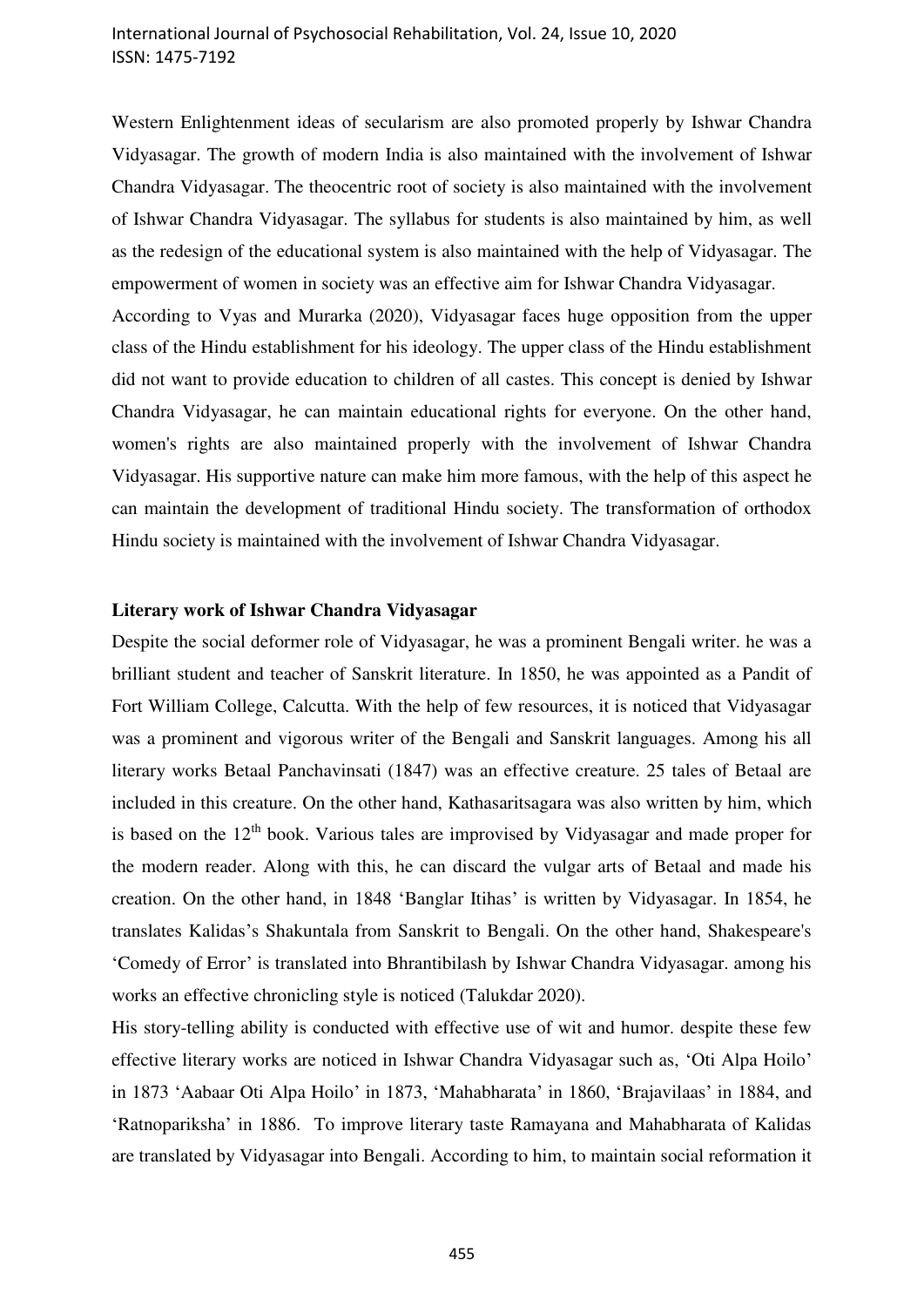Western Enlightenment ideas of secularism are also promoted properly by Ishwar Chandra Vidyasagar. The growth of modern India is also maintained with the involvement of Ishwar Chandra Vidyasagar. The theocentric root of society is also maintained with the involvement of Ishwar Chandra Vidyasagar. The syllabus for students is also maintained by him, as well as the redesign of the educational system is also maintained with the help of Vidyasagar. The empowerment of women in society was an effective aim for Ishwar Chandra Vidyasagar.

According to Vyas and Murarka (2020), Vidyasagar faces huge opposition from the upper class of the Hindu establishment for his ideology. The upper class of the Hindu establishment did not want to provide education to children of all castes. This concept is denied by Ishwar Chandra Vidyasagar, he can maintain educational rights for everyone. On the other hand, women's rights are also maintained properly with the involvement of Ishwar Chandra Vidyasagar. His supportive nature can make him more famous, with the help of this aspect he can maintain the development of traditional Hindu society. The transformation of orthodox Hindu society is maintained with the involvement of Ishwar Chandra Vidyasagar.

**Literary work of Ishwar Chandra Vidyasagar**

Despite the social deformer role of Vidyasagar, he was a prominent Bengali writer. he was a brilliant student and teacher of Sanskrit literature. In 1850, he was appointed as a Pandit of Fort William College, Calcutta. With the help of few resources, it is noticed that Vidyasagar was a prominent and vigorous writer of the Bengali and Sanskrit languages. Among his all literary works Betaal Panchavinsati (1847) was an effective creature. 25 tales of Betaal are included in this creature. On the other hand, Kathasaritsagara was also written by him, which is based on the 12th book. Various tales are improvised by Vidyasagar and made proper for the modern reader. Along with this, he can discard the vulgar arts of Betaal and made his creation. On the other hand, in 1848 'Banglar Itihas' is written by Vidyasagar. In 1854, he translates Kalidas's Shakuntala from Sanskrit to Bengali. On the other hand, Shakespeare's 'Comedy of Error' is translated into Bhrantibilash by Ishwar Chandra Vidyasagar. among his works an effective chronicling style is noticed (Talukdar 2020).

His story-telling ability is conducted with effective use of wit and humor. despite these few effective literary works are noticed in Ishwar Chandra Vidyasagar such as, 'Oti Alpa Hoilo' in 1873 'Aabaar Oti Alpa Hoilo' in 1873, 'Mahabharata' in 1860, 'Brajavilaas' in 1884, and 'Ratnopariksha' in 1886. To improve literary taste Ramayana and Mahabharata of Kalidas are translated by Vidyasagar into Bengali. According to him, to maintain social reformation it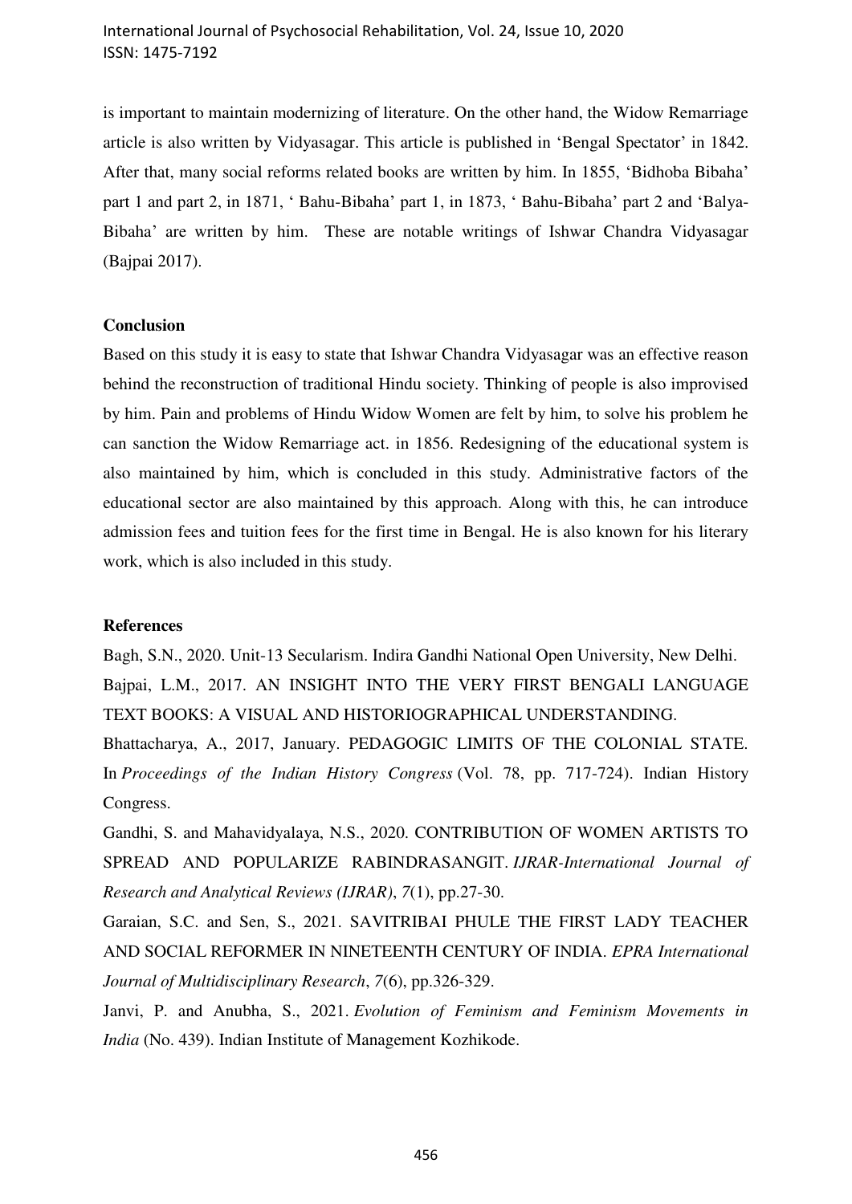is important to maintain modernizing of literature. On the other hand, the Widow Remarriage article is also written by Vidyasagar. This article is published in 'Bengal Spectator' in 1842. After that, many social reforms related books are written by him. In 1855, 'Bidhoba Bibaha' part 1 and part 2, in 1871, ' Bahu-Bibaha' part 1, in 1873, ' Bahu-Bibaha' part 2 and 'Balya-Bibaha' are written by him. These are notable writings of Ishwar Chandra Vidyasagar (Bajpai 2017).

## Conclusion

Based on this study it is easy to state that Ishwar Chandra Vidyasagar was an effective reason behind the reconstruction of traditional Hindu society. Thinking of people is also improvised by him. Pain and problems of Hindu Widow Women are felt by him, to solve his problem he can sanction the Widow Remarriage act. in 1856. Redesigning of the educational system is also maintained by him, which is concluded in this study. Administrative factors of the educational sector are also maintained by this approach. Along with this, he can introduce admission fees and tuition fees for the first time in Bengal. He is also known for his literary work, which is also included in this study.

## References

Bagh, S.N., 2020. Unit-13 Secularism. Indira Gandhi National Open University, New Delhi.

Bajpai, L.M., 2017. AN INSIGHT INTO THE VERY FIRST BENGALI LANGUAGE TEXT BOOKS: A VISUAL AND HISTORIOGRAPHICAL UNDERSTANDING.

Bhattacharya, A., 2017, January. PEDAGOGIC LIMITS OF THE COLONIAL STATE. In *Proceedings of the Indian History Congress* (Vol. 78, pp. 717-724). Indian History Congress.

Gandhi, S. and Mahavidyalaya, N.S., 2020. CONTRIBUTION OF WOMEN ARTISTS TO SPREAD AND POPULARIZE RABINDRASANGIT. *IJRAR-International Journal of Research and Analytical Reviews (IJRAR)*, *7*(1), pp.27-30.

Garaian, S.C. and Sen, S., 2021. SAVITRIBAI PHULE THE FIRST LADY TEACHER AND SOCIAL REFORMER IN NINETEENTH CENTURY OF INDIA. *EPRA International Journal of Multidisciplinary Research*, *7*(6), pp.326-329.

Janvi, P. and Anubha, S., 2021. *Evolution of Feminism and Feminism Movements in India* (No. 439). Indian Institute of Management Kozhikode.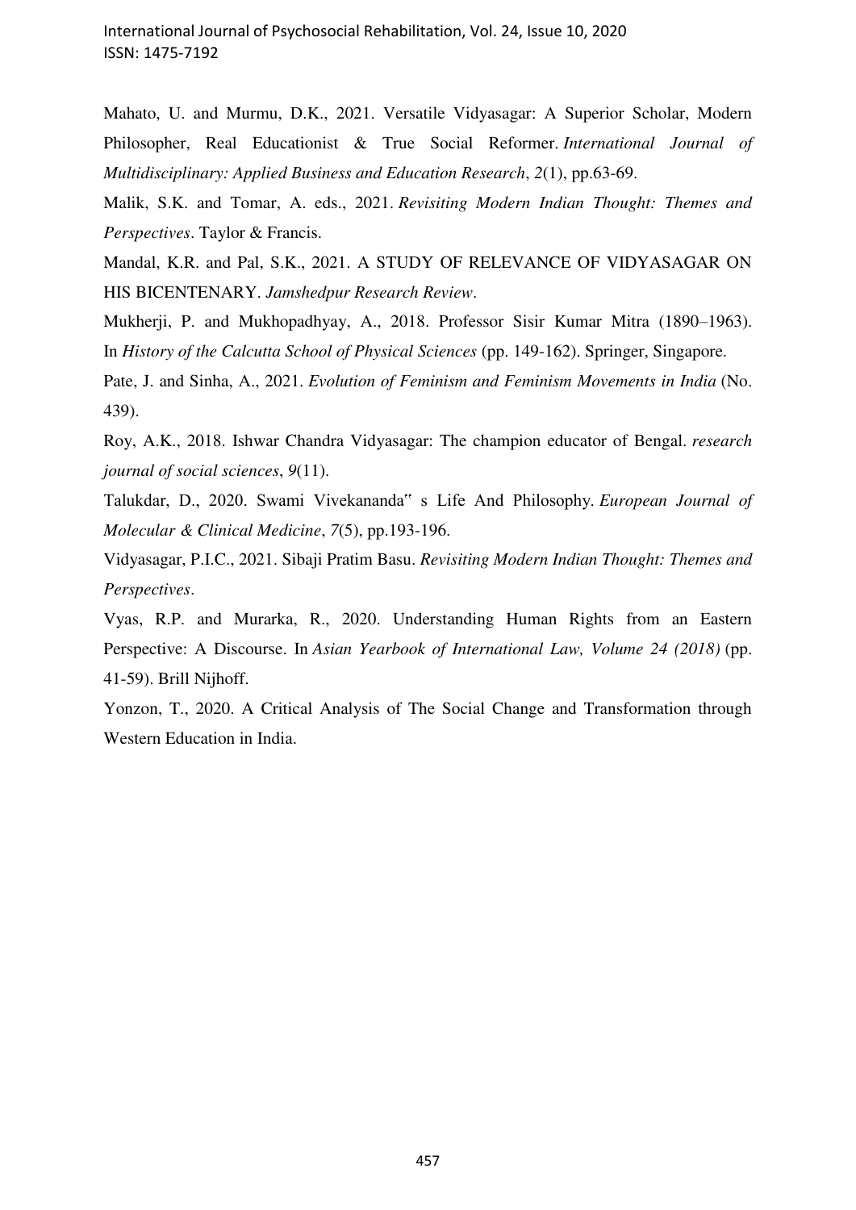Mahato, U. and Murmu, D.K., 2021. Versatile Vidyasagar: A Superior Scholar, Modern Philosopher, Real Educationist & True Social Reformer. *International Journal of Multidisciplinary: Applied Business and Education Research*, *2*(1), pp.63-69.

Malik, S.K. and Tomar, A. eds., 2021. *Revisiting Modern Indian Thought: Themes and Perspectives*. Taylor & Francis.

Mandal, K.R. and Pal, S.K., 2021. A STUDY OF RELEVANCE OF VIDYASAGAR ON HIS BICENTENARY. *Jamshedpur Research Review*.

Mukherji, P. and Mukhopadhyay, A., 2018. Professor Sisir Kumar Mitra (1890–1963). In *History of the Calcutta School of Physical Sciences* (pp. 149-162). Springer, Singapore.

Pate, J. and Sinha, A., 2021. *Evolution of Feminism and Feminism Movements in India* (No. 439).

Roy, A.K., 2018. Ishwar Chandra Vidyasagar: The champion educator of Bengal. *research journal of social sciences*, *9*(11).

Talukdar, D., 2020. Swami Vivekananda" s Life And Philosophy. *European Journal of Molecular & Clinical Medicine*, *7*(5), pp.193-196.

Vidyasagar, P.I.C., 2021. Sibaji Pratim Basu. *Revisiting Modern Indian Thought: Themes and Perspectives*.

Vyas, R.P. and Murarka, R., 2020. Understanding Human Rights from an Eastern Perspective: A Discourse. In *Asian Yearbook of International Law, Volume 24 (2018)* (pp. 41-59). Brill Nijhoff.

Yonzon, T., 2020. A Critical Analysis of The Social Change and Transformation through Western Education in India.